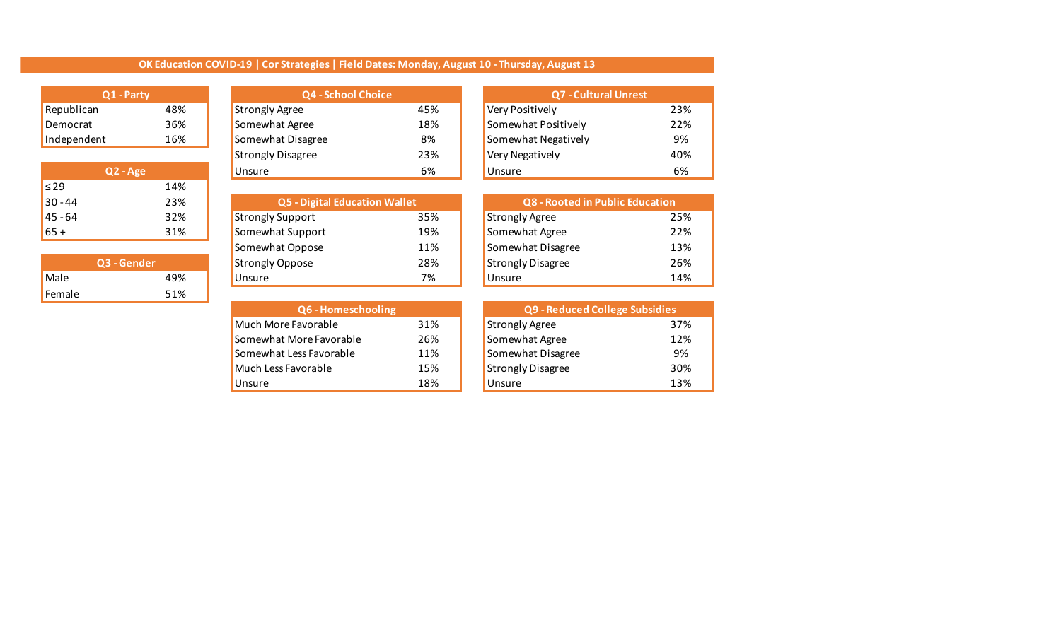## OK Education COVID-19 | Cor Strategies | Field Dates: Monday, August 10 - Thursday, August 13

| Q1 - Party | |
|---|---|
| Republican | 48% |
| Democrat | 36% |
| Independent | 16% |

| Q2 - Age | |
|---|---|
| ≤ 29 | 14% |
| 30 - 44 | 23% |
| 45 - 64 | 32% |
| 65 + | 31% |

| Q3 - Gender | |
|---|---|
| Male | 49% |
| Female | 51% |

| Q4 - School Choice | |
|---|---|
| Strongly Agree | 45% |
| Somewhat Agree | 18% |
| Somewhat Disagree | 8% |
| Strongly Disagree | 23% |
| Unsure | 6% |

| Q5 - Digital Education Wallet | |
|---|---|
| Strongly Support | 35% |
| Somewhat Support | 19% |
| Somewhat Oppose | 11% |
| Strongly Oppose | 28% |
| Unsure | 7% |

| Q6 - Homeschooling | |
|---|---|
| Much More Favorable | 31% |
| Somewhat More Favorable | 26% |
| Somewhat Less Favorable | 11% |
| Much Less Favorable | 15% |
| Unsure | 18% |

| Q7 - Cultural Unrest | |
|---|---|
| Very Positively | 23% |
| Somewhat Positively | 22% |
| Somewhat Negatively | 9% |
| Very Negatively | 40% |
| Unsure | 6% |

| Q8 - Rooted in Public Education | |
|---|---|
| Strongly Agree | 25% |
| Somewhat Agree | 22% |
| Somewhat Disagree | 13% |
| Strongly Disagree | 26% |
| Unsure | 14% |

| Q9 - Reduced College Subsidies | |
|---|---|
| Strongly Agree | 37% |
| Somewhat Agree | 12% |
| Somewhat Disagree | 9% |
| Strongly Disagree | 30% |
| Unsure | 13% |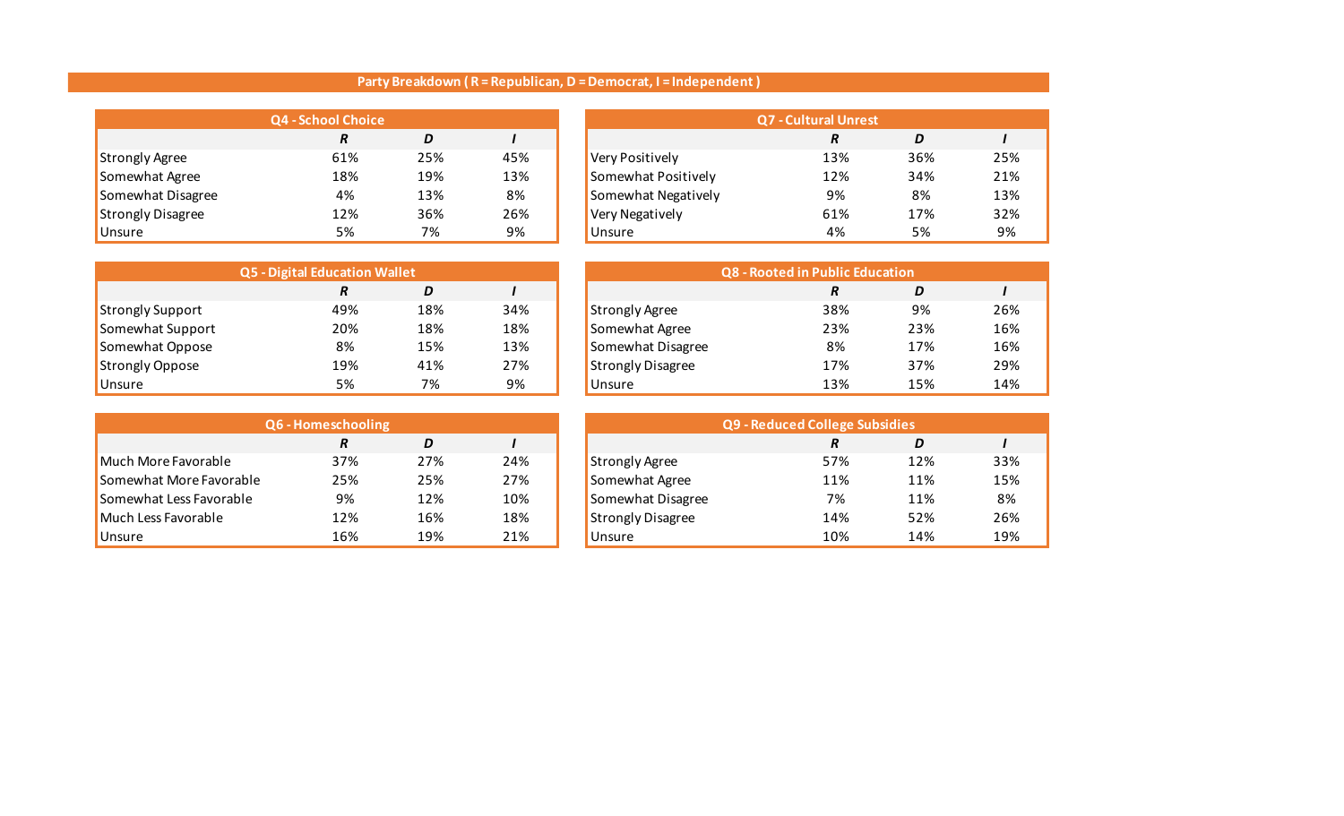## Party Breakdown ( R = Republican, D = Democrat, I = Independent )

| Q4 - School Choice | R | D | I |
|---|---|---|---|
| Strongly Agree | 61% | 25% | 45% |
| Somewhat Agree | 18% | 19% | 13% |
| Somewhat Disagree | 4% | 13% | 8% |
| Strongly Disagree | 12% | 36% | 26% |
| Unsure | 5% | 7% | 9% |

| Q5 - Digital Education Wallet | R | D | I |
|---|---|---|---|
| Strongly Support | 49% | 18% | 34% |
| Somewhat Support | 20% | 18% | 18% |
| Somewhat Oppose | 8% | 15% | 13% |
| Strongly Oppose | 19% | 41% | 27% |
| Unsure | 5% | 7% | 9% |

| Q6 - Homeschooling | R | D | I |
|---|---|---|---|
| Much More Favorable | 37% | 27% | 24% |
| Somewhat More Favorable | 25% | 25% | 27% |
| Somewhat Less Favorable | 9% | 12% | 10% |
| Much Less Favorable | 12% | 16% | 18% |
| Unsure | 16% | 19% | 21% |

| Q7 - Cultural Unrest | R | D | I |
|---|---|---|---|
| Very Positively | 13% | 36% | 25% |
| Somewhat Positively | 12% | 34% | 21% |
| Somewhat Negatively | 9% | 8% | 13% |
| Very Negatively | 61% | 17% | 32% |
| Unsure | 4% | 5% | 9% |

| Q8 - Rooted in Public Education | R | D | I |
|---|---|---|---|
| Strongly Agree | 38% | 9% | 26% |
| Somewhat Agree | 23% | 23% | 16% |
| Somewhat Disagree | 8% | 17% | 16% |
| Strongly Disagree | 17% | 37% | 29% |
| Unsure | 13% | 15% | 14% |

| Q9 - Reduced College Subsidies | R | D | I |
|---|---|---|---|
| Strongly Agree | 57% | 12% | 33% |
| Somewhat Agree | 11% | 11% | 15% |
| Somewhat Disagree | 7% | 11% | 8% |
| Strongly Disagree | 14% | 52% | 26% |
| Unsure | 10% | 14% | 19% |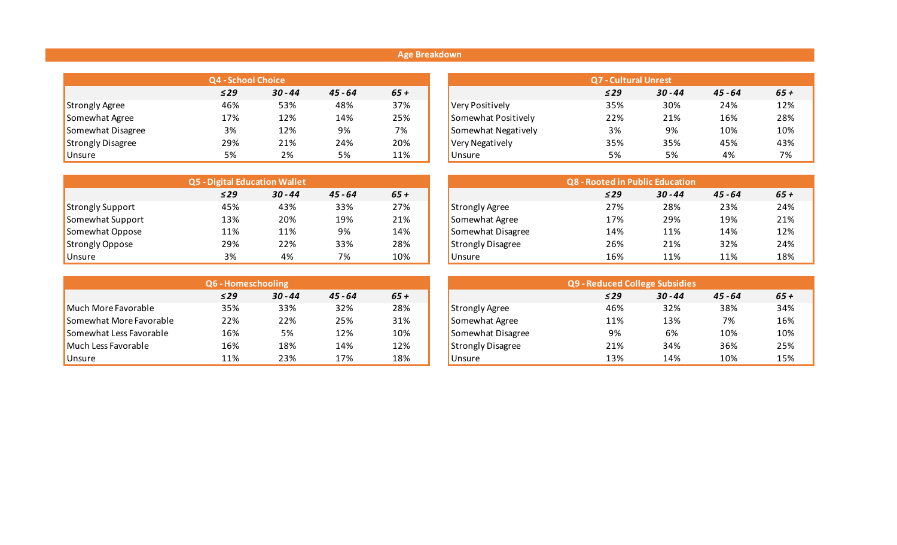## Age Breakdown

### Q4 - School Choice

| | ≤29 | 30 - 44 | 45 - 64 | 65 + |
|---|---|---|---|---|
| Strongly Agree | 46% | 53% | 48% | 37% |
| Somewhat Agree | 17% | 12% | 14% | 25% |
| Somewhat Disagree | 3% | 12% | 9% | 7% |
| Strongly Disagree | 29% | 21% | 24% | 20% |
| Unsure | 5% | 2% | 5% | 11% |

### Q5 - Digital Education Wallet

| | ≤29 | 30 - 44 | 45 - 64 | 65 + |
|---|---|---|---|---|
| Strongly Support | 45% | 43% | 33% | 27% |
| Somewhat Support | 13% | 20% | 19% | 21% |
| Somewhat Oppose | 11% | 11% | 9% | 14% |
| Strongly Oppose | 29% | 22% | 33% | 28% |
| Unsure | 3% | 4% | 7% | 10% |

### Q6 - Homeschooling

| | ≤29 | 30 - 44 | 45 - 64 | 65 + |
|---|---|---|---|---|
| Much More Favorable | 35% | 33% | 32% | 28% |
| Somewhat More Favorable | 22% | 22% | 25% | 31% |
| Somewhat Less Favorable | 16% | 5% | 12% | 10% |
| Much Less Favorable | 16% | 18% | 14% | 12% |
| Unsure | 11% | 23% | 17% | 18% |

### Q7 - Cultural Unrest

| | ≤29 | 30 - 44 | 45 - 64 | 65 + |
|---|---|---|---|---|
| Very Positively | 35% | 30% | 24% | 12% |
| Somewhat Positively | 22% | 21% | 16% | 28% |
| Somewhat Negatively | 3% | 9% | 10% | 10% |
| Very Negatively | 35% | 35% | 45% | 43% |
| Unsure | 5% | 5% | 4% | 7% |

### Q8 - Rooted in Public Education

| | ≤29 | 30 - 44 | 45 - 64 | 65 + |
|---|---|---|---|---|
| Strongly Agree | 27% | 28% | 23% | 24% |
| Somewhat Agree | 17% | 29% | 19% | 21% |
| Somewhat Disagree | 14% | 11% | 14% | 12% |
| Strongly Disagree | 26% | 21% | 32% | 24% |
| Unsure | 16% | 11% | 11% | 18% |

### Q9 - Reduced College Subsidies

| | ≤29 | 30 - 44 | 45 - 64 | 65 + |
|---|---|---|---|---|
| Strongly Agree | 46% | 32% | 38% | 34% |
| Somewhat Agree | 11% | 13% | 7% | 16% |
| Somewhat Disagree | 9% | 6% | 10% | 10% |
| Strongly Disagree | 21% | 34% | 36% | 25% |
| Unsure | 13% | 14% | 10% | 15% |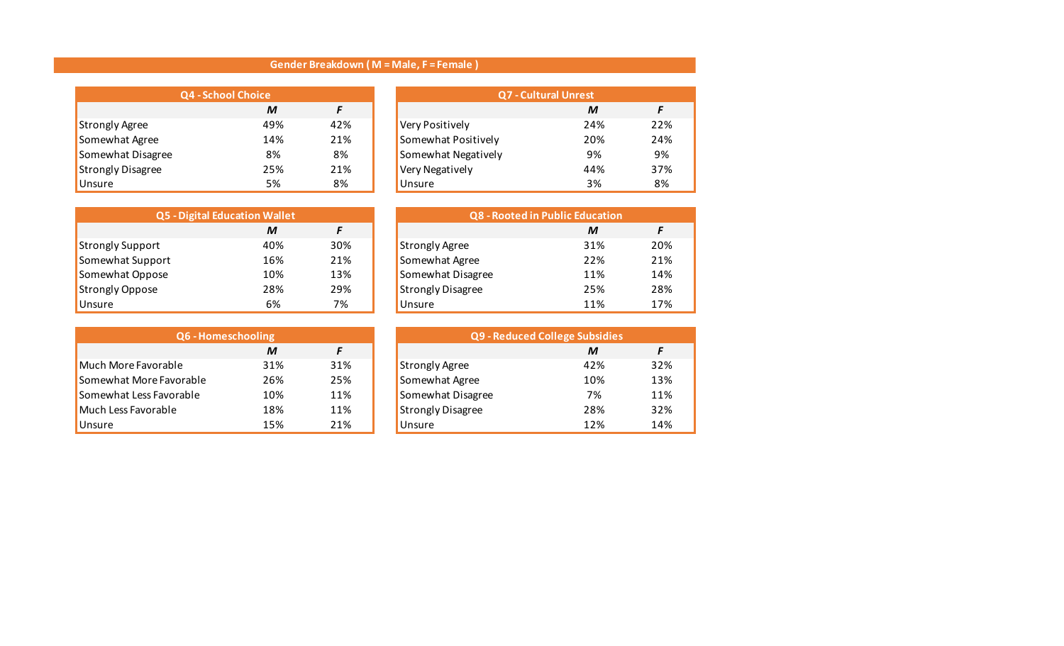## Gender Breakdown ( M = Male, F = Female )

### Q4 - School Choice

| | M | F |
|---|---|---|
| Strongly Agree | 49% | 42% |
| Somewhat Agree | 14% | 21% |
| Somewhat Disagree | 8% | 8% |
| Strongly Disagree | 25% | 21% |
| Unsure | 5% | 8% |

### Q7 - Cultural Unrest

| | M | F |
|---|---|---|
| Very Positively | 24% | 22% |
| Somewhat Positively | 20% | 24% |
| Somewhat Negatively | 9% | 9% |
| Very Negatively | 44% | 37% |
| Unsure | 3% | 8% |

### Q5 - Digital Education Wallet

| | M | F |
|---|---|---|
| Strongly Support | 40% | 30% |
| Somewhat Support | 16% | 21% |
| Somewhat Oppose | 10% | 13% |
| Strongly Oppose | 28% | 29% |
| Unsure | 6% | 7% |

### Q8 - Rooted in Public Education

| | M | F |
|---|---|---|
| Strongly Agree | 31% | 20% |
| Somewhat Agree | 22% | 21% |
| Somewhat Disagree | 11% | 14% |
| Strongly Disagree | 25% | 28% |
| Unsure | 11% | 17% |

### Q6 - Homeschooling

| | M | F |
|---|---|---|
| Much More Favorable | 31% | 31% |
| Somewhat More Favorable | 26% | 25% |
| Somewhat Less Favorable | 10% | 11% |
| Much Less Favorable | 18% | 11% |
| Unsure | 15% | 21% |

### Q9 - Reduced College Subsidies

| | M | F |
|---|---|---|
| Strongly Agree | 42% | 32% |
| Somewhat Agree | 10% | 13% |
| Somewhat Disagree | 7% | 11% |
| Strongly Disagree | 28% | 32% |
| Unsure | 12% | 14% |